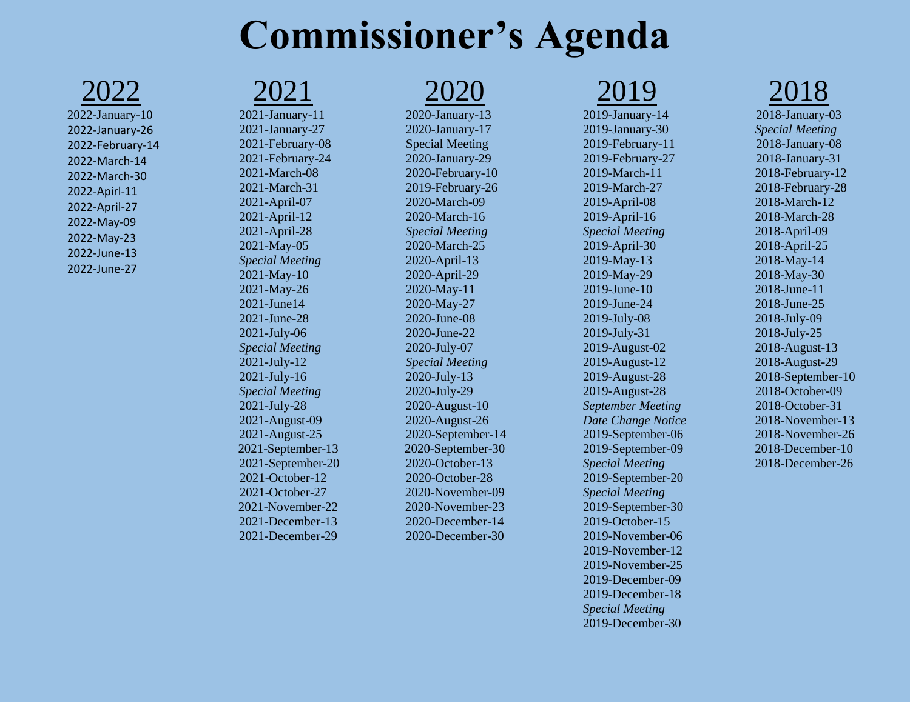# Commissioner's Agenda

## 2022

2022-January-10
2022-January-26
2022-February-14
2022-March-14
2022-March-30
2022-Apirl-11
2022-April-27
2022-May-09
2022-May-23
2022-June-13
2022-June-27

## 2021

2021-January-11
2021-January-27
2021-February-08
2021-February-24
2021-March-08
2021-March-31
2021-April-07
2021-April-12
2021-April-28
2021-May-05
*Special Meeting*
2021-May-10
2021-May-26
2021-June14
2021-June-28
2021-July-06
*Special Meeting*
2021-July-12
2021-July-16
*Special Meeting*
2021-July-28
2021-August-09
2021-August-25
2021-September-13
2021-September-20
2021-October-12
2021-October-27
2021-November-22
2021-December-13
2021-December-29

## 2020

2020-January-13
2020-January-17
Special Meeting
2020-January-29
2020-February-10
2019-February-26
2020-March-09
2020-March-16
*Special Meeting*
2020-March-25
2020-April-13
2020-April-29
2020-May-11
2020-May-27
2020-June-08
2020-June-22
2020-July-07
*Special Meeting*
2020-July-13
2020-July-29
2020-August-10
2020-August-26
2020-September-14
2020-September-30
2020-October-13
2020-October-28
2020-November-09
2020-November-23
2020-December-14
2020-December-30

## 2019

2019-January-14
2019-January-30
2019-February-11
2019-February-27
2019-March-11
2019-March-27
2019-April-08
2019-April-16
*Special Meeting*
2019-April-30
2019-May-13
2019-May-29
2019-June-10
2019-June-24
2019-July-08
2019-July-31
2019-August-02
2019-August-12
2019-August-28
2019-August-28
*September Meeting*
*Date Change Notice*
2019-September-06
2019-September-09
*Special Meeting*
2019-September-20
*Special Meeting*
2019-September-30
2019-October-15
2019-November-06
2019-November-12
2019-November-25
2019-December-09
2019-December-18
*Special Meeting*
2019-December-30

## 2018

2018-January-03
*Special Meeting*
2018-January-08
2018-January-31
2018-February-12
2018-February-28
2018-March-12
2018-March-28
2018-April-09
2018-April-25
2018-May-14
2018-May-30
2018-June-11
2018-June-25
2018-July-09
2018-July-25
2018-August-13
2018-August-29
2018-September-10
2018-October-09
2018-October-31
2018-November-13
2018-November-26
2018-December-10
2018-December-26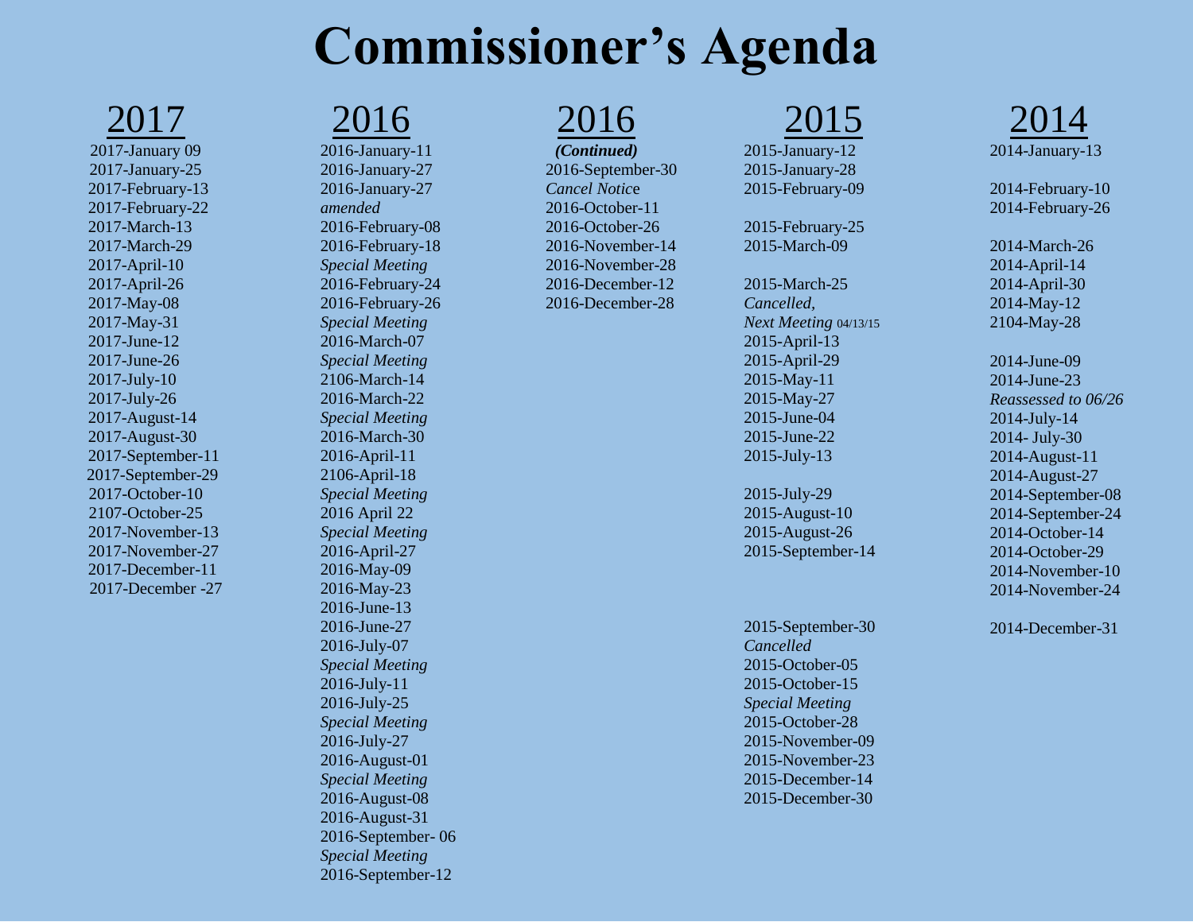# Commissioner's Agenda

## 2017

2017-January 09
2017-January-25
2017-February-13
2017-February-22
2017-March-13
2017-March-29
2017-April-10
2017-April-26
2017-May-08
2017-May-31
2017-June-12
2017-June-26
2017-July-10
2017-July-26
2017-August-14
2017-August-30
2017-September-11
2017-September-29
2017-October-10
2107-October-25
2017-November-13
2017-November-27
2017-December-11
2017-December -27

## 2016

2016-January-11
2016-January-27
2016-January-27
*amended*
2016-February-08
2016-February-18
*Special Meeting*
2016-February-24
2016-February-26
*Special Meeting*
2016-March-07
*Special Meeting*
2106-March-14
2016-March-22
*Special Meeting*
2016-March-30
2016-April-11
2106-April-18
*Special Meeting*
2016 April 22
*Special Meeting*
2016-April-27
2016-May-09
2016-May-23
2016-June-13
2016-June-27
2016-July-07
*Special Meeting*
2016-July-11
2016-July-25
*Special Meeting*
2016-July-27
2016-August-01
*Special Meeting*
2016-August-08
2016-August-31
2016-September- 06
*Special Meeting*
2016-September-12

## 2016

***(Continued)***
2016-September-30
*Cancel Notice*
2016-October-11
2016-October-26
2016-November-14
2016-November-28
2016-December-12
2016-December-28

## 2015

2015-January-12
2015-January-28
2015-February-09

2015-February-25
2015-March-09

2015-March-25
*Cancelled,*
*Next Meeting* 04/13/15
2015-April-13
2015-April-29
2015-May-11
2015-May-27
2015-June-04
2015-June-22
2015-July-13

2015-July-29
2015-August-10
2015-August-26
2015-September-14

2015-September-30
*Cancelled*
2015-October-05
2015-October-15
*Special Meeting*
2015-October-28
2015-November-09
2015-November-23
2015-December-14
2015-December-30

## 2014

2014-January-13

2014-February-10
2014-February-26

2014-March-26
2014-April-14
2014-April-30
2014-May-12
2104-May-28

2014-June-09
2014-June-23
*Reassessed to 06/26*
2014-July-14
2014- July-30
2014-August-11
2014-August-27
2014-September-08
2014-September-24
2014-October-14
2014-October-29
2014-November-10
2014-November-24

2014-December-31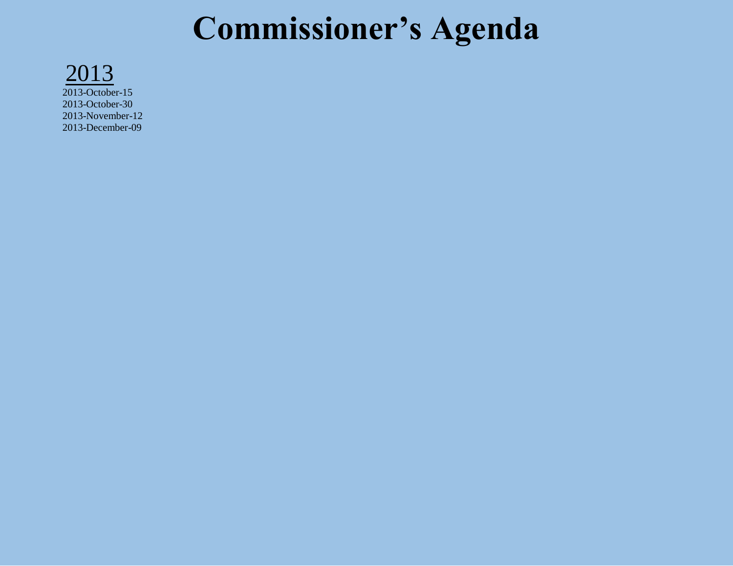# Commissioner's Agenda

## 2013

2013-October-15
2013-October-30
2013-November-12
2013-December-09